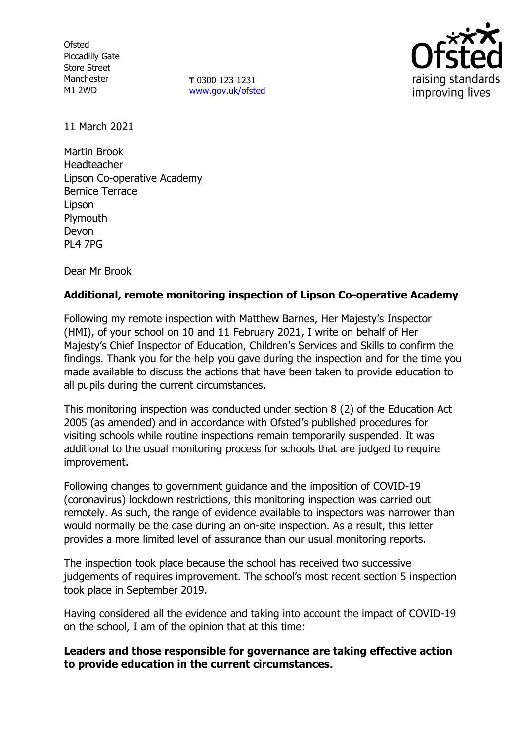Ofsted
Piccadilly Gate
Store Street
Manchester
M1 2WD

**T** 0300 123 1231
www.gov.uk/ofsted

11 March 2021

Martin Brook
Headteacher
Lipson Co-operative Academy
Bernice Terrace
Lipson
Plymouth
Devon
PL4 7PG

Dear Mr Brook

**Additional, remote monitoring inspection of Lipson Co-operative Academy**

Following my remote inspection with Matthew Barnes, Her Majesty's Inspector (HMI), of your school on 10 and 11 February 2021, I write on behalf of Her Majesty's Chief Inspector of Education, Children's Services and Skills to confirm the findings. Thank you for the help you gave during the inspection and for the time you made available to discuss the actions that have been taken to provide education to all pupils during the current circumstances.

This monitoring inspection was conducted under section 8 (2) of the Education Act 2005 (as amended) and in accordance with Ofsted's published procedures for visiting schools while routine inspections remain temporarily suspended. It was additional to the usual monitoring process for schools that are judged to require improvement.

Following changes to government guidance and the imposition of COVID-19 (coronavirus) lockdown restrictions, this monitoring inspection was carried out remotely. As such, the range of evidence available to inspectors was narrower than would normally be the case during an on-site inspection. As a result, this letter provides a more limited level of assurance than our usual monitoring reports.

The inspection took place because the school has received two successive judgements of requires improvement. The school's most recent section 5 inspection took place in September 2019.

Having considered all the evidence and taking into account the impact of COVID-19 on the school, I am of the opinion that at this time:

**Leaders and those responsible for governance are taking effective action to provide education in the current circumstances.**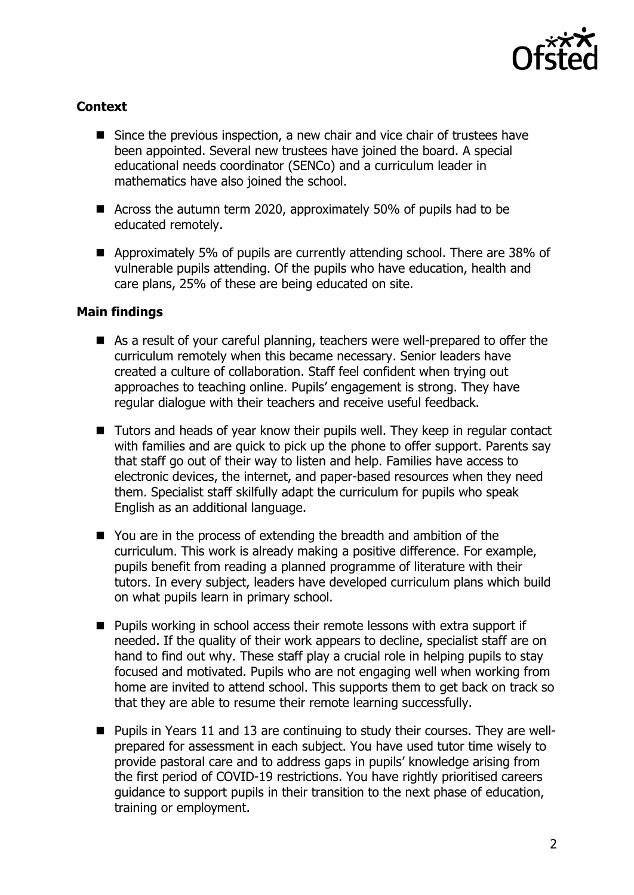## Context

- Since the previous inspection, a new chair and vice chair of trustees have been appointed. Several new trustees have joined the board. A special educational needs coordinator (SENCo) and a curriculum leader in mathematics have also joined the school.
- Across the autumn term 2020, approximately 50% of pupils had to be educated remotely.
- Approximately 5% of pupils are currently attending school. There are 38% of vulnerable pupils attending. Of the pupils who have education, health and care plans, 25% of these are being educated on site.

## Main findings

- As a result of your careful planning, teachers were well-prepared to offer the curriculum remotely when this became necessary. Senior leaders have created a culture of collaboration. Staff feel confident when trying out approaches to teaching online. Pupils' engagement is strong. They have regular dialogue with their teachers and receive useful feedback.
- Tutors and heads of year know their pupils well. They keep in regular contact with families and are quick to pick up the phone to offer support. Parents say that staff go out of their way to listen and help. Families have access to electronic devices, the internet, and paper-based resources when they need them. Specialist staff skilfully adapt the curriculum for pupils who speak English as an additional language.
- You are in the process of extending the breadth and ambition of the curriculum. This work is already making a positive difference. For example, pupils benefit from reading a planned programme of literature with their tutors. In every subject, leaders have developed curriculum plans which build on what pupils learn in primary school.
- Pupils working in school access their remote lessons with extra support if needed. If the quality of their work appears to decline, specialist staff are on hand to find out why. These staff play a crucial role in helping pupils to stay focused and motivated. Pupils who are not engaging well when working from home are invited to attend school. This supports them to get back on track so that they are able to resume their remote learning successfully.
- Pupils in Years 11 and 13 are continuing to study their courses. They are well-prepared for assessment in each subject. You have used tutor time wisely to provide pastoral care and to address gaps in pupils' knowledge arising from the first period of COVID-19 restrictions. You have rightly prioritised careers guidance to support pupils in their transition to the next phase of education, training or employment.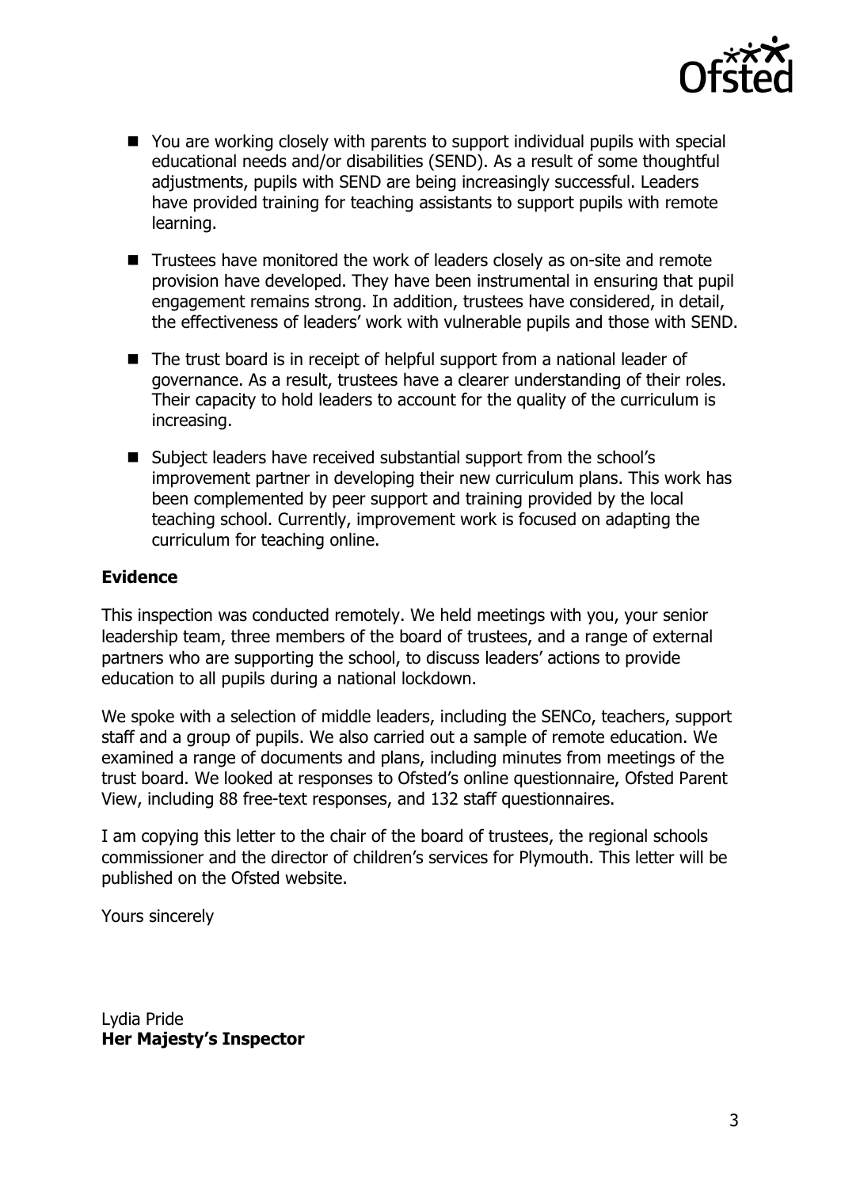- You are working closely with parents to support individual pupils with special educational needs and/or disabilities (SEND). As a result of some thoughtful adjustments, pupils with SEND are being increasingly successful. Leaders have provided training for teaching assistants to support pupils with remote learning.
- Trustees have monitored the work of leaders closely as on-site and remote provision have developed. They have been instrumental in ensuring that pupil engagement remains strong. In addition, trustees have considered, in detail, the effectiveness of leaders' work with vulnerable pupils and those with SEND.
- The trust board is in receipt of helpful support from a national leader of governance. As a result, trustees have a clearer understanding of their roles. Their capacity to hold leaders to account for the quality of the curriculum is increasing.
- Subject leaders have received substantial support from the school's improvement partner in developing their new curriculum plans. This work has been complemented by peer support and training provided by the local teaching school. Currently, improvement work is focused on adapting the curriculum for teaching online.

**Evidence**

This inspection was conducted remotely. We held meetings with you, your senior leadership team, three members of the board of trustees, and a range of external partners who are supporting the school, to discuss leaders' actions to provide education to all pupils during a national lockdown.

We spoke with a selection of middle leaders, including the SENCo, teachers, support staff and a group of pupils. We also carried out a sample of remote education. We examined a range of documents and plans, including minutes from meetings of the trust board. We looked at responses to Ofsted's online questionnaire, Ofsted Parent View, including 88 free-text responses, and 132 staff questionnaires.

I am copying this letter to the chair of the board of trustees, the regional schools commissioner and the director of children's services for Plymouth. This letter will be published on the Ofsted website.

Yours sincerely

Lydia Pride
**Her Majesty's Inspector**